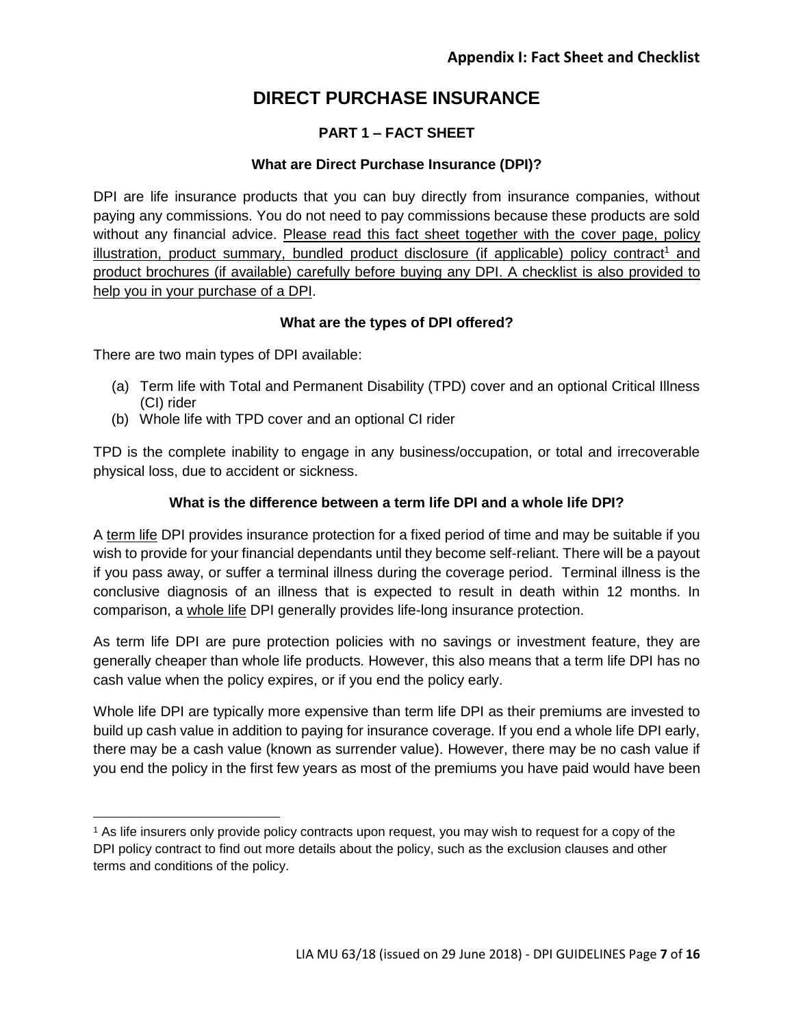**Appendix I: Fact Sheet and Checklist**

# DIRECT PURCHASE INSURANCE

## PART 1 – FACT SHEET

### What are Direct Purchase Insurance (DPI)?

DPI are life insurance products that you can buy directly from insurance companies, without paying any commissions. You do not need to pay commissions because these products are sold without any financial advice. Please read this fact sheet together with the cover page, policy illustration, product summary, bundled product disclosure (if applicable) policy contract[1] and product brochures (if available) carefully before buying any DPI. A checklist is also provided to help you in your purchase of a DPI.

### What are the types of DPI offered?

There are two main types of DPI available:

(a) Term life with Total and Permanent Disability (TPD) cover and an optional Critical Illness (CI) rider
(b) Whole life with TPD cover and an optional CI rider

TPD is the complete inability to engage in any business/occupation, or total and irrecoverable physical loss, due to accident or sickness.

### What is the difference between a term life DPI and a whole life DPI?

A term life DPI provides insurance protection for a fixed period of time and may be suitable if you wish to provide for your financial dependants until they become self-reliant. There will be a payout if you pass away, or suffer a terminal illness during the coverage period. Terminal illness is the conclusive diagnosis of an illness that is expected to result in death within 12 months. In comparison, a whole life DPI generally provides life-long insurance protection.

As term life DPI are pure protection policies with no savings or investment feature, they are generally cheaper than whole life products. However, this also means that a term life DPI has no cash value when the policy expires, or if you end the policy early.

Whole life DPI are typically more expensive than term life DPI as their premiums are invested to build up cash value in addition to paying for insurance coverage. If you end a whole life DPI early, there may be a cash value (known as surrender value). However, there may be no cash value if you end the policy in the first few years as most of the premiums you have paid would have been

[1] As life insurers only provide policy contracts upon request, you may wish to request for a copy of the DPI policy contract to find out more details about the policy, such as the exclusion clauses and other terms and conditions of the policy.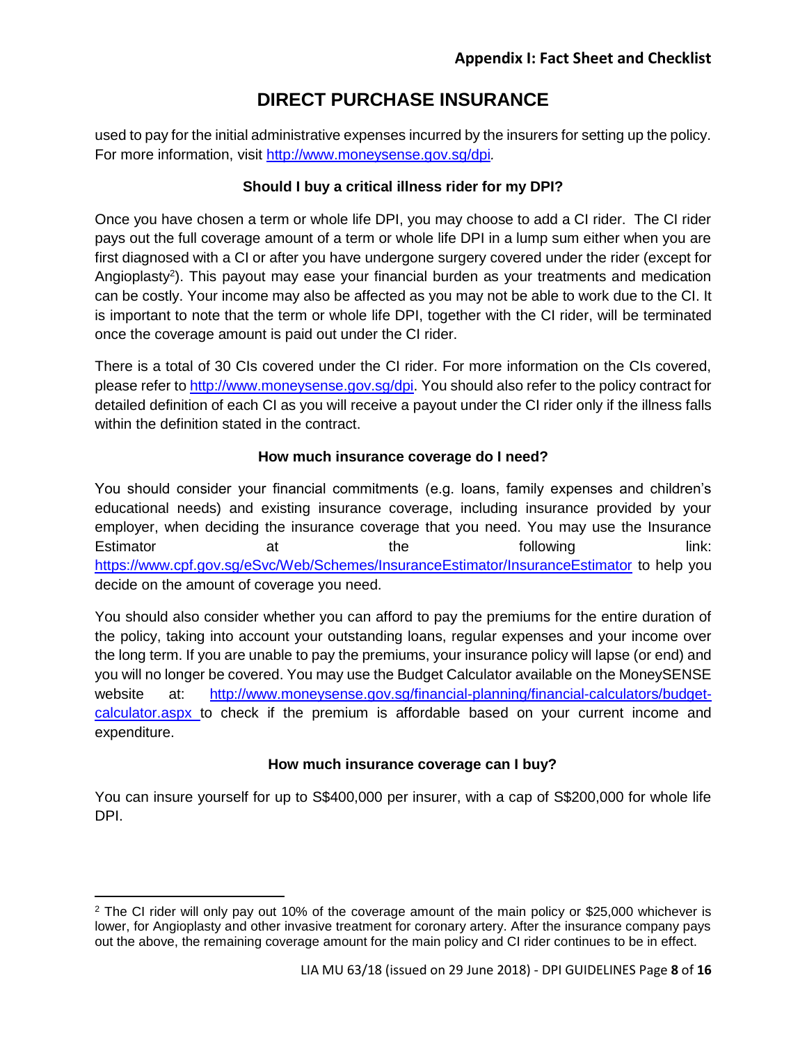used to pay for the initial administrative expenses incurred by the insurers for setting up the policy. For more information, visit http://www.moneysense.gov.sg/dpi.

### Should I buy a critical illness rider for my DPI?

Once you have chosen a term or whole life DPI, you may choose to add a CI rider. The CI rider pays out the full coverage amount of a term or whole life DPI in a lump sum either when you are first diagnosed with a CI or after you have undergone surgery covered under the rider (except for Angioplasty[2]). This payout may ease your financial burden as your treatments and medication can be costly. Your income may also be affected as you may not be able to work due to the CI. It is important to note that the term or whole life DPI, together with the CI rider, will be terminated once the coverage amount is paid out under the CI rider.

There is a total of 30 CIs covered under the CI rider. For more information on the CIs covered, please refer to http://www.moneysense.gov.sg/dpi. You should also refer to the policy contract for detailed definition of each CI as you will receive a payout under the CI rider only if the illness falls within the definition stated in the contract.

### How much insurance coverage do I need?

You should consider your financial commitments (e.g. loans, family expenses and children's educational needs) and existing insurance coverage, including insurance provided by your employer, when deciding the insurance coverage that you need. You may use the Insurance Estimator at the following link: https://www.cpf.gov.sg/eSvc/Web/Schemes/InsuranceEstimator/InsuranceEstimator to help you decide on the amount of coverage you need.

You should also consider whether you can afford to pay the premiums for the entire duration of the policy, taking into account your outstanding loans, regular expenses and your income over the long term. If you are unable to pay the premiums, your insurance policy will lapse (or end) and you will no longer be covered. You may use the Budget Calculator available on the MoneySENSE website at: http://www.moneysense.gov.sg/financial-planning/financial-calculators/budget-calculator.aspx to check if the premium is affordable based on your current income and expenditure.

### How much insurance coverage can I buy?

You can insure yourself for up to S$400,000 per insurer, with a cap of S$200,000 for whole life DPI.

---

[2] The CI rider will only pay out 10% of the coverage amount of the main policy or $25,000 whichever is lower, for Angioplasty and other invasive treatment for coronary artery. After the insurance company pays out the above, the remaining coverage amount for the main policy and CI rider continues to be in effect.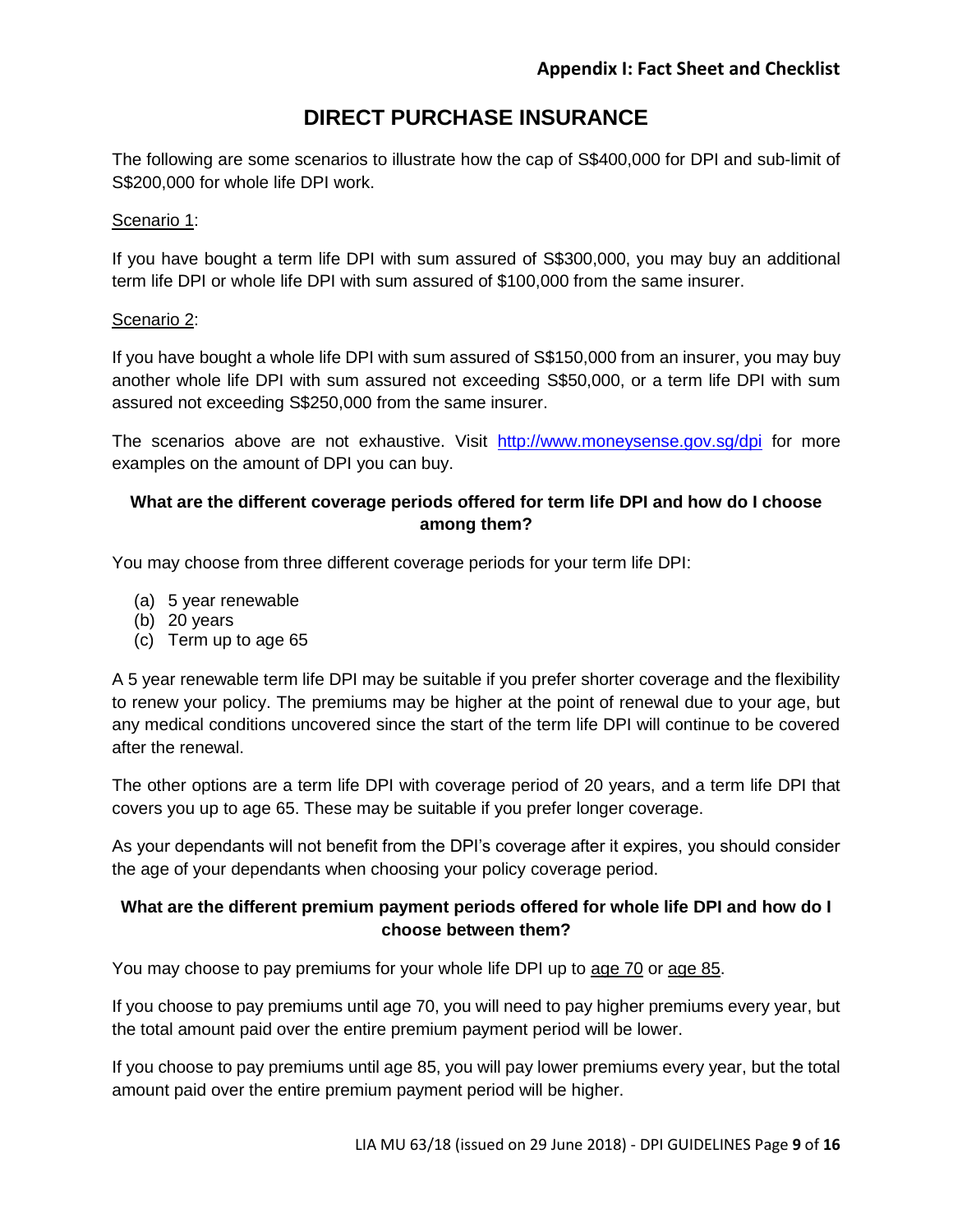## DIRECT PURCHASE INSURANCE

The following are some scenarios to illustrate how the cap of S$400,000 for DPI and sub-limit of S$200,000 for whole life DPI work.

Scenario 1:

If you have bought a term life DPI with sum assured of S$300,000, you may buy an additional term life DPI or whole life DPI with sum assured of $100,000 from the same insurer.

Scenario 2:

If you have bought a whole life DPI with sum assured of S$150,000 from an insurer, you may buy another whole life DPI with sum assured not exceeding S$50,000, or a term life DPI with sum assured not exceeding S$250,000 from the same insurer.

The scenarios above are not exhaustive. Visit http://www.moneysense.gov.sg/dpi for more examples on the amount of DPI you can buy.

**What are the different coverage periods offered for term life DPI and how do I choose among them?**

You may choose from three different coverage periods for your term life DPI:

(a) 5 year renewable
(b) 20 years
(c) Term up to age 65

A 5 year renewable term life DPI may be suitable if you prefer shorter coverage and the flexibility to renew your policy. The premiums may be higher at the point of renewal due to your age, but any medical conditions uncovered since the start of the term life DPI will continue to be covered after the renewal.

The other options are a term life DPI with coverage period of 20 years, and a term life DPI that covers you up to age 65. These may be suitable if you prefer longer coverage.

As your dependants will not benefit from the DPI's coverage after it expires, you should consider the age of your dependants when choosing your policy coverage period.

**What are the different premium payment periods offered for whole life DPI and how do I choose between them?**

You may choose to pay premiums for your whole life DPI up to age 70 or age 85.

If you choose to pay premiums until age 70, you will need to pay higher premiums every year, but the total amount paid over the entire premium payment period will be lower.

If you choose to pay premiums until age 85, you will pay lower premiums every year, but the total amount paid over the entire premium payment period will be higher.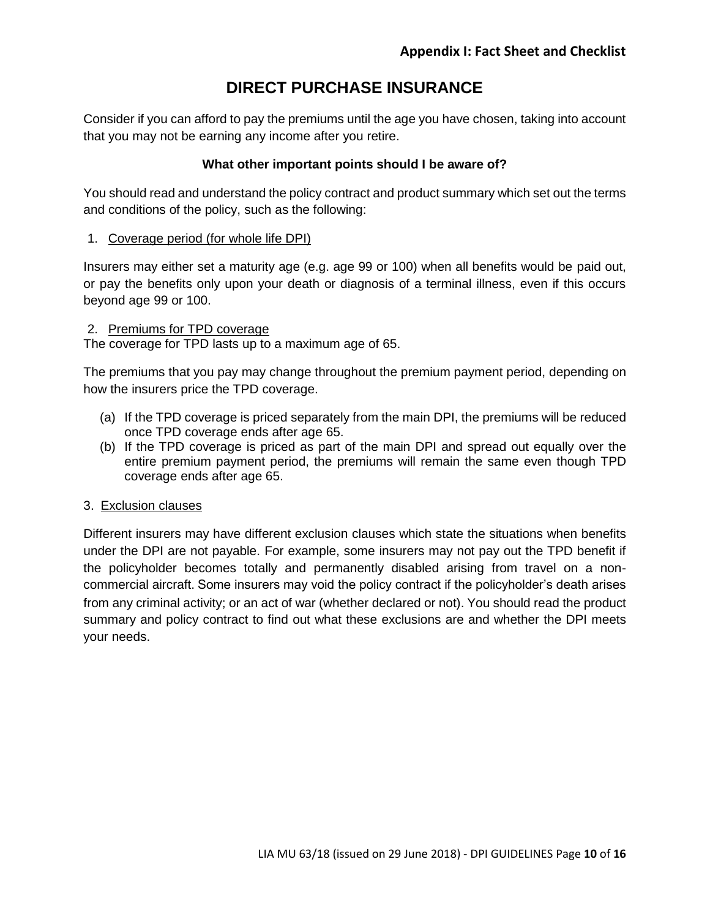**Appendix I: Fact Sheet and Checklist**

# DIRECT PURCHASE INSURANCE

Consider if you can afford to pay the premiums until the age you have chosen, taking into account that you may not be earning any income after you retire.

**What other important points should I be aware of?**

You should read and understand the policy contract and product summary which set out the terms and conditions of the policy, such as the following:

1. Coverage period (for whole life DPI)

Insurers may either set a maturity age (e.g. age 99 or 100) when all benefits would be paid out, or pay the benefits only upon your death or diagnosis of a terminal illness, even if this occurs beyond age 99 or 100.

2. Premiums for TPD coverage

The coverage for TPD lasts up to a maximum age of 65.

The premiums that you pay may change throughout the premium payment period, depending on how the insurers price the TPD coverage.

(a) If the TPD coverage is priced separately from the main DPI, the premiums will be reduced once TPD coverage ends after age 65.

(b) If the TPD coverage is priced as part of the main DPI and spread out equally over the entire premium payment period, the premiums will remain the same even though TPD coverage ends after age 65.

3. Exclusion clauses

Different insurers may have different exclusion clauses which state the situations when benefits under the DPI are not payable. For example, some insurers may not pay out the TPD benefit if the policyholder becomes totally and permanently disabled arising from travel on a non-commercial aircraft. Some insurers may void the policy contract if the policyholder's death arises from any criminal activity; or an act of war (whether declared or not). You should read the product summary and policy contract to find out what these exclusions are and whether the DPI meets your needs.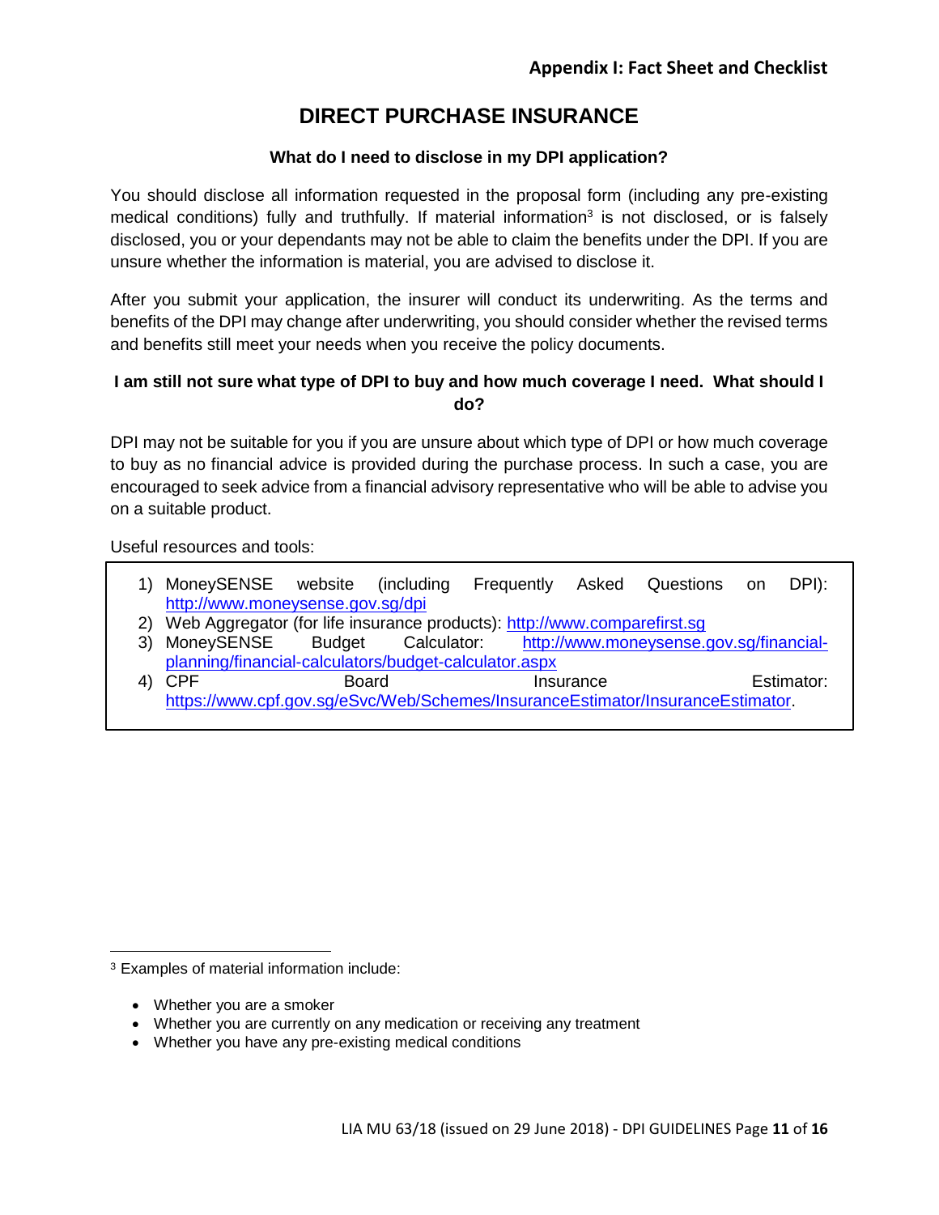**Appendix I: Fact Sheet and Checklist**

# DIRECT PURCHASE INSURANCE

### What do I need to disclose in my DPI application?

You should disclose all information requested in the proposal form (including any pre-existing medical conditions) fully and truthfully. If material information[3] is not disclosed, or is falsely disclosed, you or your dependants may not be able to claim the benefits under the DPI. If you are unsure whether the information is material, you are advised to disclose it.

After you submit your application, the insurer will conduct its underwriting. As the terms and benefits of the DPI may change after underwriting, you should consider whether the revised terms and benefits still meet your needs when you receive the policy documents.

### I am still not sure what type of DPI to buy and how much coverage I need. What should I do?

DPI may not be suitable for you if you are unsure about which type of DPI or how much coverage to buy as no financial advice is provided during the purchase process. In such a case, you are encouraged to seek advice from a financial advisory representative who will be able to advise you on a suitable product.

Useful resources and tools:

1) MoneySENSE website (including Frequently Asked Questions on DPI): http://www.moneysense.gov.sg/dpi
2) Web Aggregator (for life insurance products): http://www.comparefirst.sg
3) MoneySENSE Budget Calculator: http://www.moneysense.gov.sg/financial-planning/financial-calculators/budget-calculator.aspx
4) CPF Board Insurance Estimator: https://www.cpf.gov.sg/eSvc/Web/Schemes/InsuranceEstimator/InsuranceEstimator.

---

[3] Examples of material information include:

- Whether you are a smoker
- Whether you are currently on any medication or receiving any treatment
- Whether you have any pre-existing medical conditions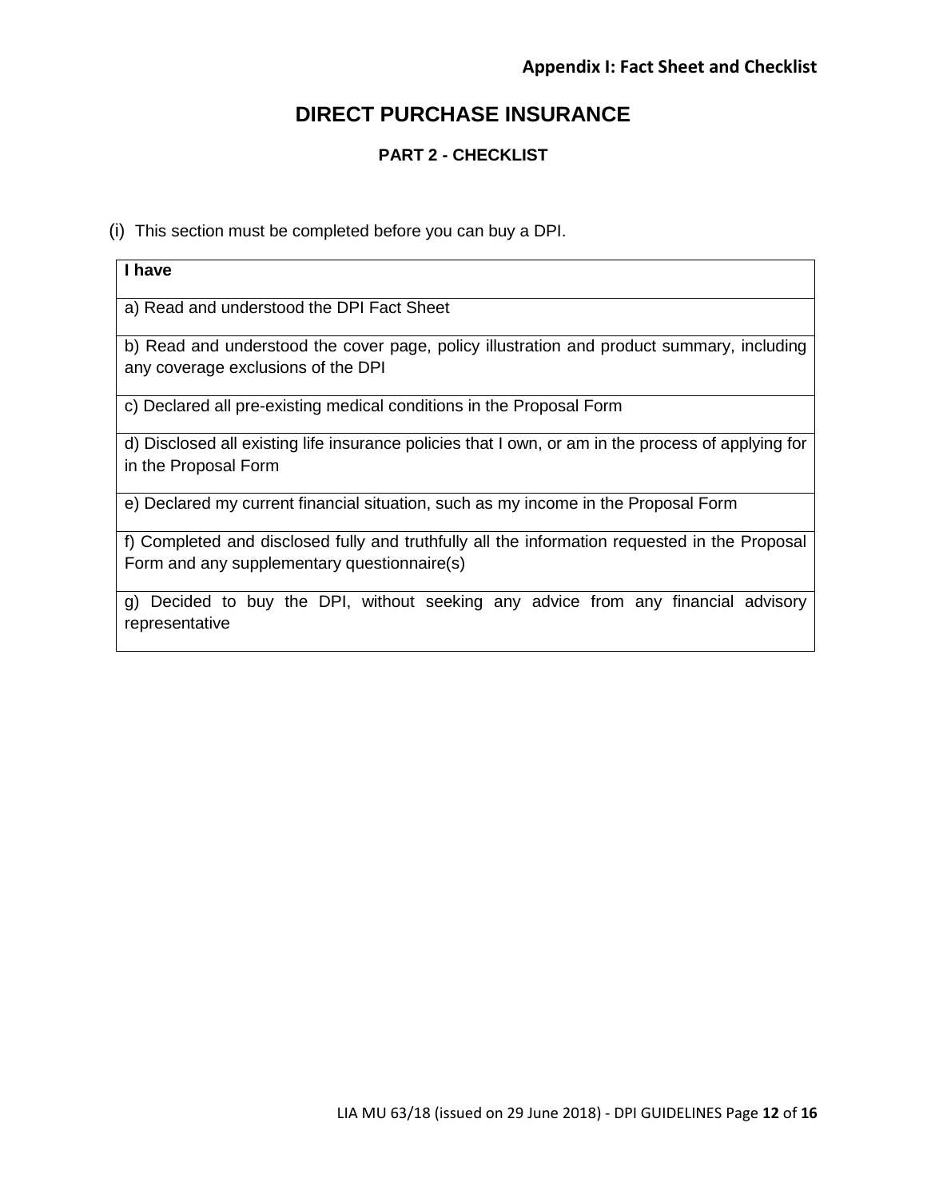**Appendix I: Fact Sheet and Checklist**

# DIRECT PURCHASE INSURANCE

### PART 2 - CHECKLIST

(i) This section must be completed before you can buy a DPI.

| I have |
| --- |
| a) Read and understood the DPI Fact Sheet |
| b) Read and understood the cover page, policy illustration and product summary, including any coverage exclusions of the DPI |
| c) Declared all pre-existing medical conditions in the Proposal Form |
| d) Disclosed all existing life insurance policies that I own, or am in the process of applying for in the Proposal Form |
| e) Declared my current financial situation, such as my income in the Proposal Form |
| f) Completed and disclosed fully and truthfully all the information requested in the Proposal Form and any supplementary questionnaire(s) |
| g) Decided to buy the DPI, without seeking any advice from any financial advisory representative |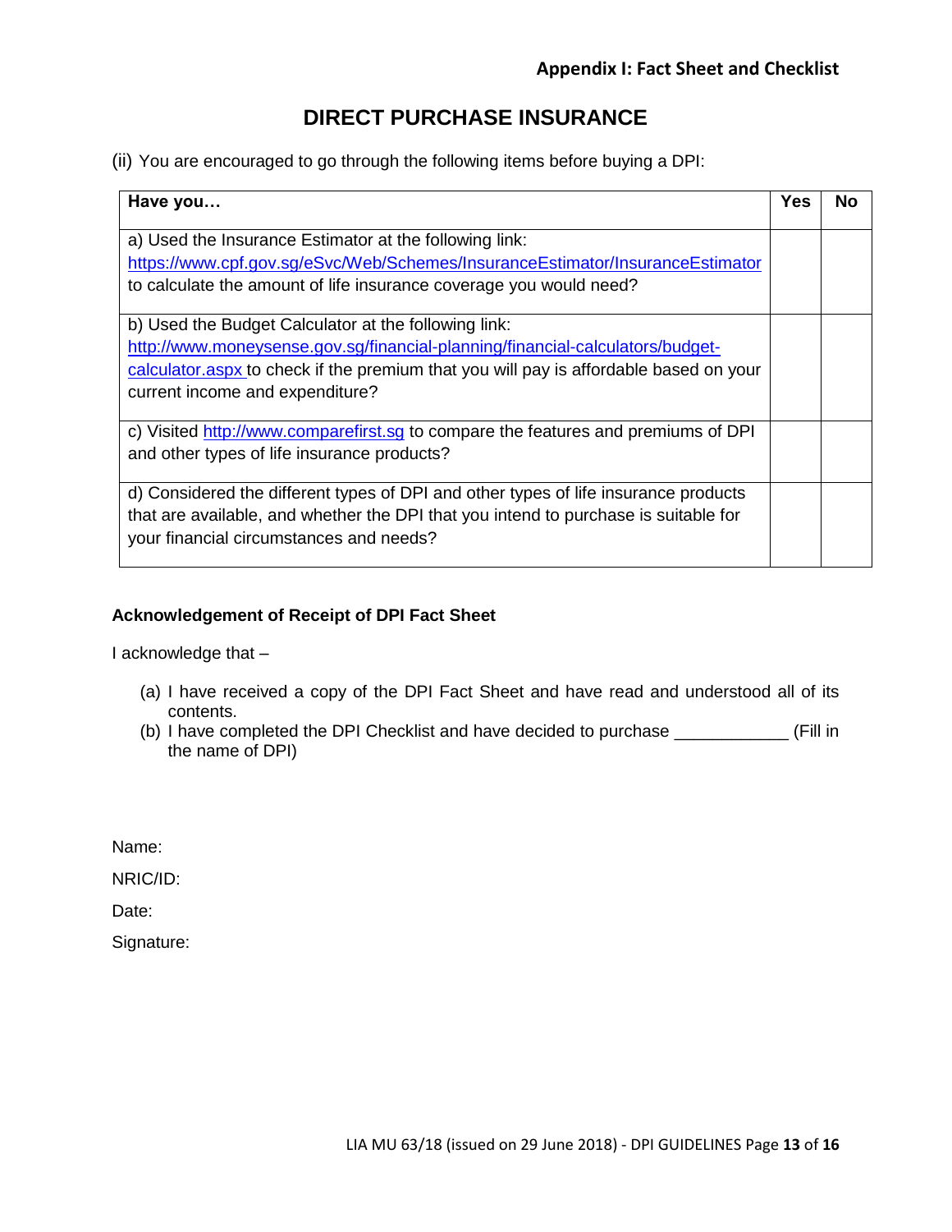**Appendix I: Fact Sheet and Checklist**

# DIRECT PURCHASE INSURANCE

(ii) You are encouraged to go through the following items before buying a DPI:

| Have you… | Yes | No |
|---|---|---|
| a) Used the Insurance Estimator at the following link: https://www.cpf.gov.sg/eSvc/Web/Schemes/InsuranceEstimator/InsuranceEstimator to calculate the amount of life insurance coverage you would need? | | |
| b) Used the Budget Calculator at the following link: http://www.moneysense.gov.sg/financial-planning/financial-calculators/budget-calculator.aspx to check if the premium that you will pay is affordable based on your current income and expenditure? | | |
| c) Visited http://www.comparefirst.sg to compare the features and premiums of DPI and other types of life insurance products? | | |
| d) Considered the different types of DPI and other types of life insurance products that are available, and whether the DPI that you intend to purchase is suitable for your financial circumstances and needs? | | |

**Acknowledgement of Receipt of DPI Fact Sheet**

I acknowledge that –

(a) I have received a copy of the DPI Fact Sheet and have read and understood all of its contents.

(b) I have completed the DPI Checklist and have decided to purchase ____________ (Fill in the name of DPI)

Name:

NRIC/ID:

Date:

Signature: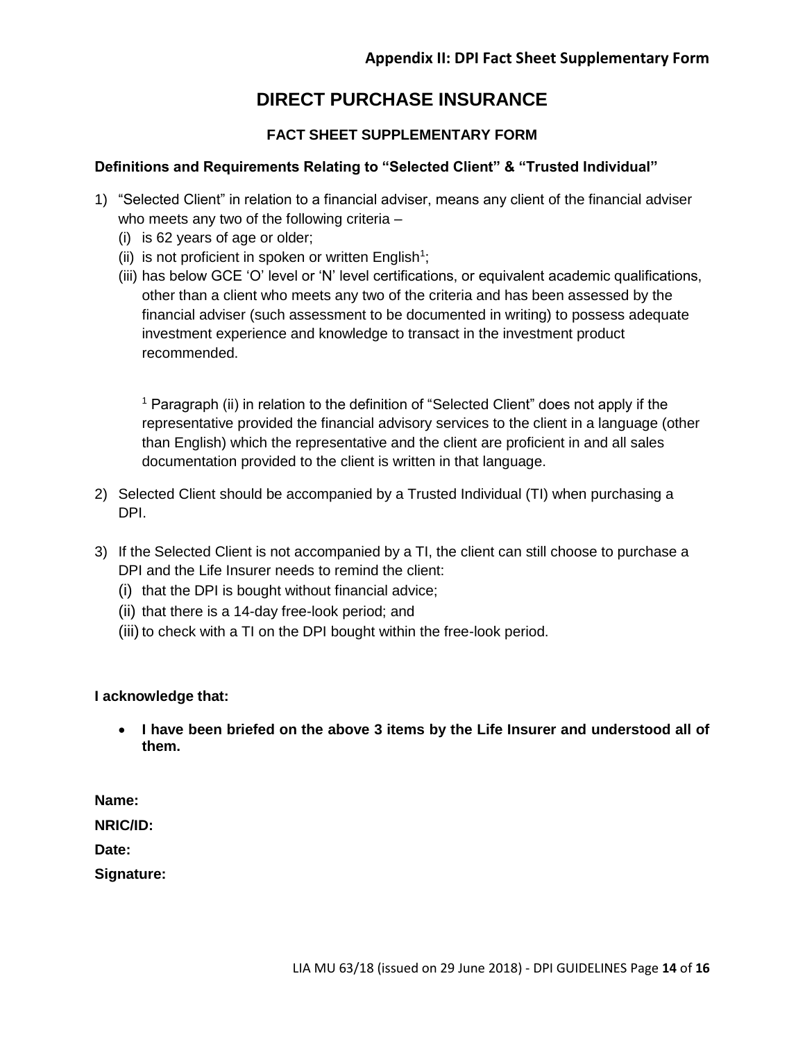## Appendix II: DPI Fact Sheet Supplementary Form

# DIRECT PURCHASE INSURANCE

### FACT SHEET SUPPLEMENTARY FORM

**Definitions and Requirements Relating to "Selected Client" & "Trusted Individual"**

1) "Selected Client" in relation to a financial adviser, means any client of the financial adviser who meets any two of the following criteria –
   (i) is 62 years of age or older;
   (ii) is not proficient in spoken or written English[1];
   (iii) has below GCE 'O' level or 'N' level certifications, or equivalent academic qualifications, other than a client who meets any two of the criteria and has been assessed by the financial adviser (such assessment to be documented in writing) to possess adequate investment experience and knowledge to transact in the investment product recommended.

   [1] Paragraph (ii) in relation to the definition of "Selected Client" does not apply if the representative provided the financial advisory services to the client in a language (other than English) which the representative and the client are proficient in and all sales documentation provided to the client is written in that language.

2) Selected Client should be accompanied by a Trusted Individual (TI) when purchasing a DPI.

3) If the Selected Client is not accompanied by a TI, the client can still choose to purchase a DPI and the Life Insurer needs to remind the client:
   (i) that the DPI is bought without financial advice;
   (ii) that there is a 14-day free-look period; and
   (iii) to check with a TI on the DPI bought within the free-look period.

**I acknowledge that:**

- **I have been briefed on the above 3 items by the Life Insurer and understood all of them.**

**Name:**

**NRIC/ID:**

**Date:**

**Signature:**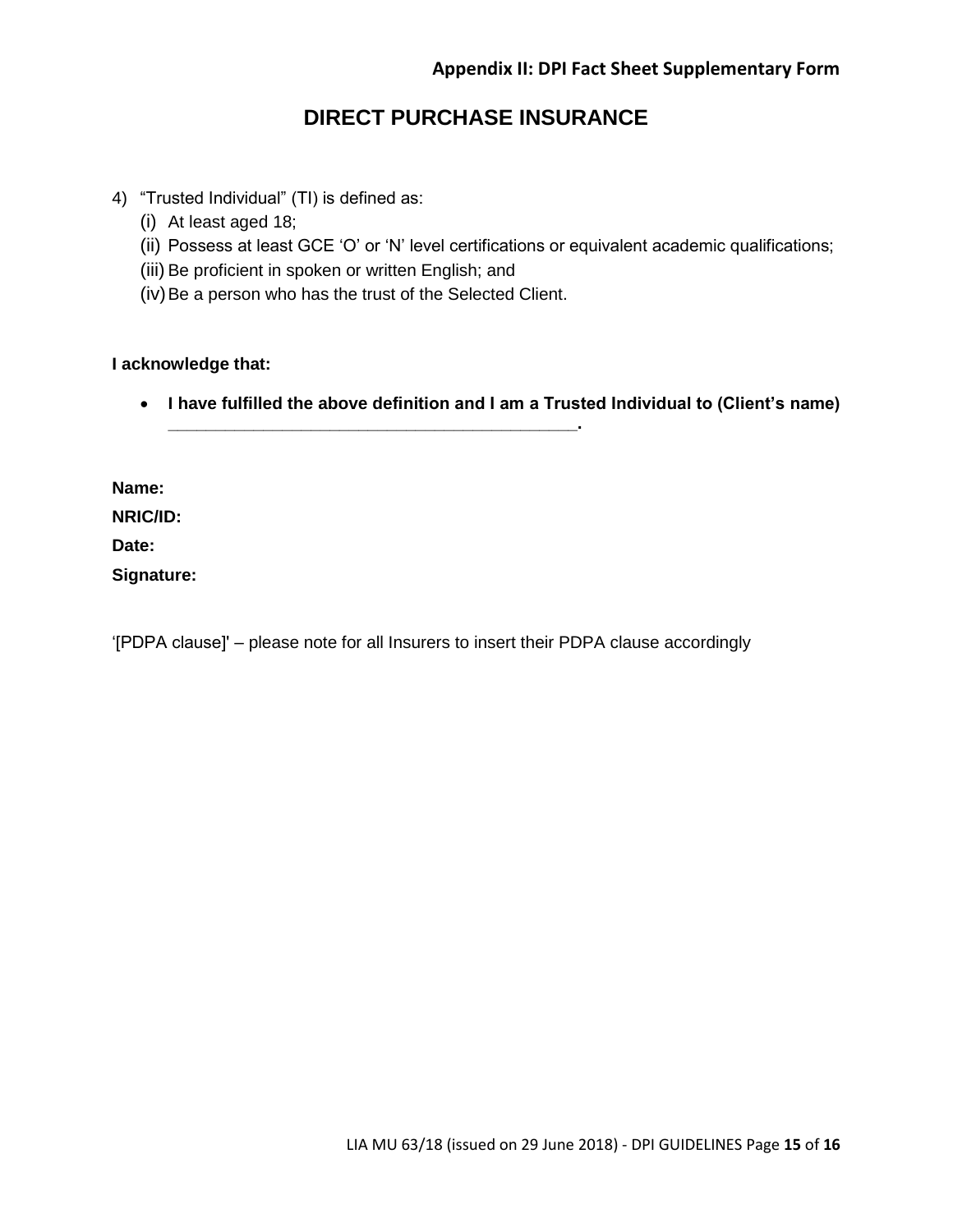**Appendix II: DPI Fact Sheet Supplementary Form**

# DIRECT PURCHASE INSURANCE

4) "Trusted Individual" (TI) is defined as:
   (i) At least aged 18;
   (ii) Possess at least GCE 'O' or 'N' level certifications or equivalent academic qualifications;
   (iii) Be proficient in spoken or written English; and
   (iv) Be a person who has the trust of the Selected Client.

**I acknowledge that:**

- **I have fulfilled the above definition and I am a Trusted Individual to (Client's name) ___________________________________________.**

**Name:**

**NRIC/ID:**

**Date:**

**Signature:**

'[PDPA clause]' – please note for all Insurers to insert their PDPA clause accordingly